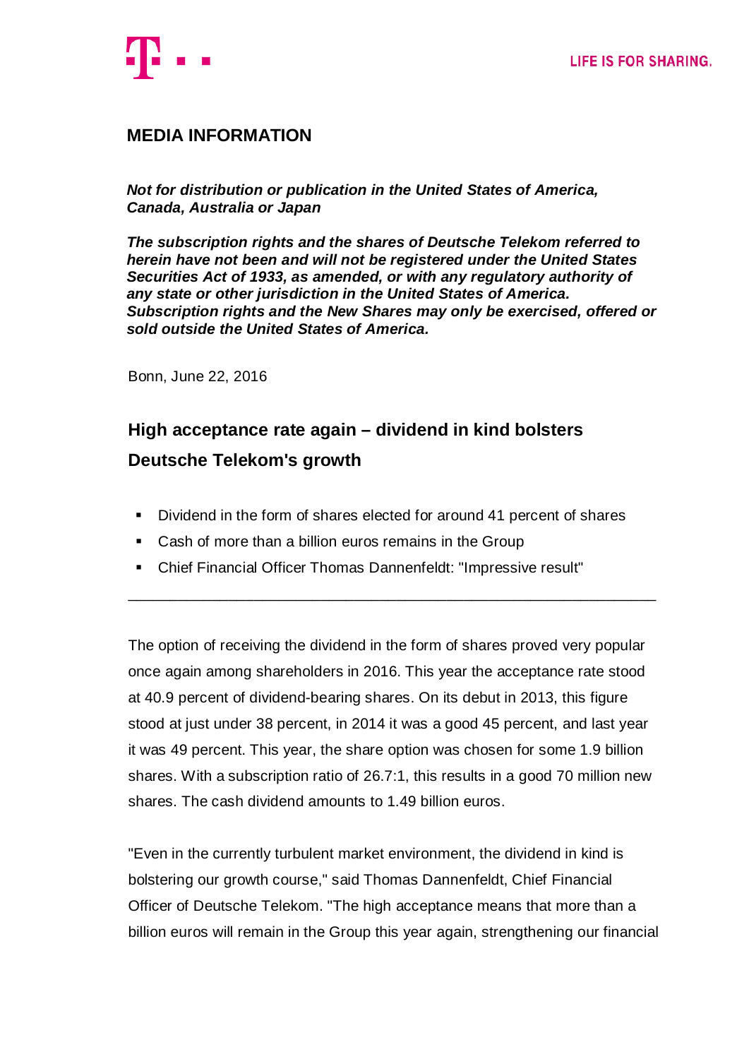## MEDIA INFORMATION

***Not for distribution or publication in the United States of America, Canada, Australia or Japan***

***The subscription rights and the shares of Deutsche Telekom referred to herein have not been and will not be registered under the United States Securities Act of 1933, as amended, or with any regulatory authority of any state or other jurisdiction in the United States of America. Subscription rights and the New Shares may only be exercised, offered or sold outside the United States of America.***

Bonn, June 22, 2016

# High acceptance rate again – dividend in kind bolsters Deutsche Telekom's growth

- Dividend in the form of shares elected for around 41 percent of shares
- Cash of more than a billion euros remains in the Group
- Chief Financial Officer Thomas Dannenfeldt: "Impressive result"

---

The option of receiving the dividend in the form of shares proved very popular once again among shareholders in 2016. This year the acceptance rate stood at 40.9 percent of dividend-bearing shares. On its debut in 2013, this figure stood at just under 38 percent, in 2014 it was a good 45 percent, and last year it was 49 percent. This year, the share option was chosen for some 1.9 billion shares. With a subscription ratio of 26.7:1, this results in a good 70 million new shares. The cash dividend amounts to 1.49 billion euros.

"Even in the currently turbulent market environment, the dividend in kind is bolstering our growth course," said Thomas Dannenfeldt, Chief Financial Officer of Deutsche Telekom. "The high acceptance means that more than a billion euros will remain in the Group this year again, strengthening our financial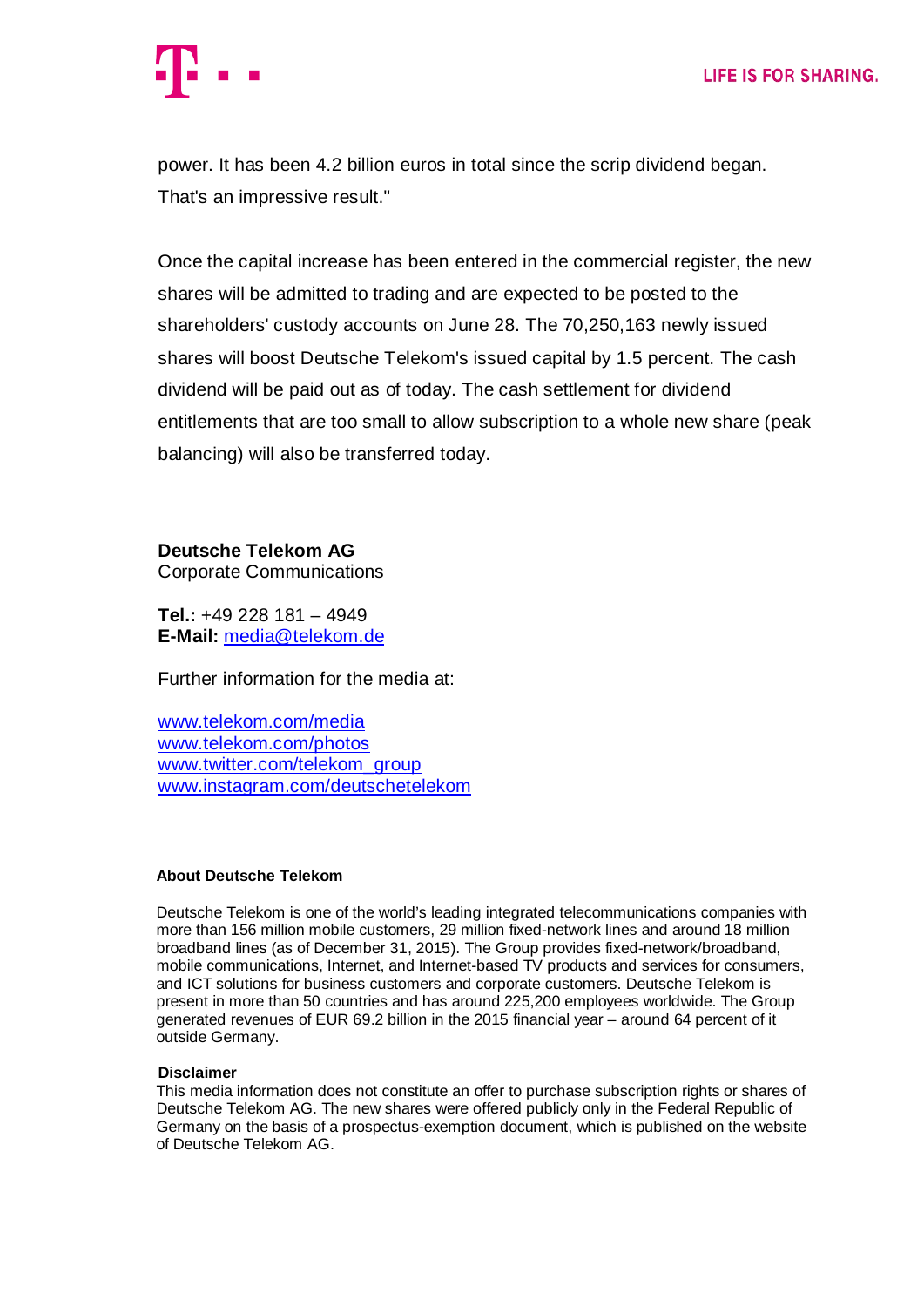power. It has been 4.2 billion euros in total since the scrip dividend began. That's an impressive result."

Once the capital increase has been entered in the commercial register, the new shares will be admitted to trading and are expected to be posted to the shareholders' custody accounts on June 28. The 70,250,163 newly issued shares will boost Deutsche Telekom's issued capital by 1.5 percent. The cash dividend will be paid out as of today. The cash settlement for dividend entitlements that are too small to allow subscription to a whole new share (peak balancing) will also be transferred today.

**Deutsche Telekom AG**
Corporate Communications

**Tel.:** +49 228 181 – 4949
**E-Mail:** media@telekom.de

Further information for the media at:

www.telekom.com/media
www.telekom.com/photos
www.twitter.com/telekom_group
www.instagram.com/deutschetelekom

**About Deutsche Telekom**

Deutsche Telekom is one of the world's leading integrated telecommunications companies with more than 156 million mobile customers, 29 million fixed-network lines and around 18 million broadband lines (as of December 31, 2015). The Group provides fixed-network/broadband, mobile communications, Internet, and Internet-based TV products and services for consumers, and ICT solutions for business customers and corporate customers. Deutsche Telekom is present in more than 50 countries and has around 225,200 employees worldwide. The Group generated revenues of EUR 69.2 billion in the 2015 financial year – around 64 percent of it outside Germany.

**Disclaimer**
This media information does not constitute an offer to purchase subscription rights or shares of Deutsche Telekom AG. The new shares were offered publicly only in the Federal Republic of Germany on the basis of a prospectus-exemption document, which is published on the website of Deutsche Telekom AG.